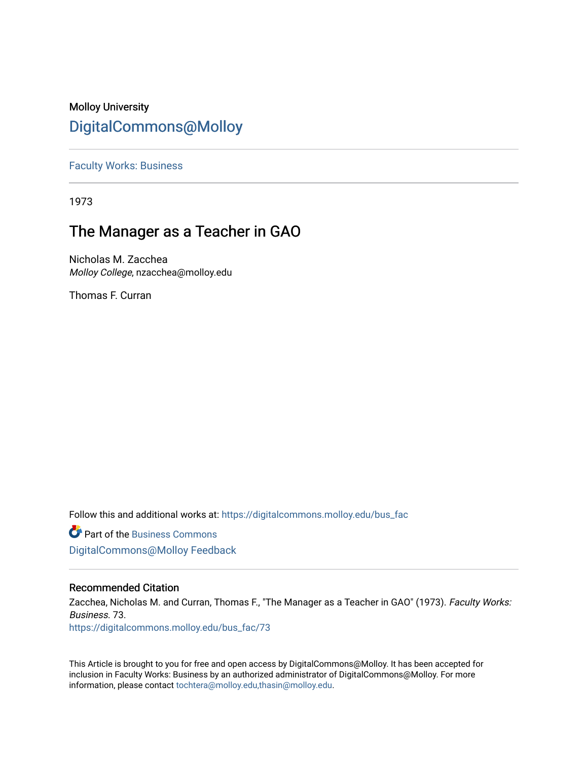Molloy University

# DigitalCommons@Molloy

Faculty Works: Business

1973

## The Manager as a Teacher in GAO

Nicholas M. Zacchea
*Molloy College*, nzacchea@molloy.edu

Thomas F. Curran

Follow this and additional works at: https://digitalcommons.molloy.edu/bus_fac

Part of the Business Commons

DigitalCommons@Molloy Feedback

### Recommended Citation

Zacchea, Nicholas M. and Curran, Thomas F., "The Manager as a Teacher in GAO" (1973). *Faculty Works: Business*. 73.
https://digitalcommons.molloy.edu/bus_fac/73

This Article is brought to you for free and open access by DigitalCommons@Molloy. It has been accepted for inclusion in Faculty Works: Business by an authorized administrator of DigitalCommons@Molloy. For more information, please contact tochtera@molloy.edu,thasin@molloy.edu.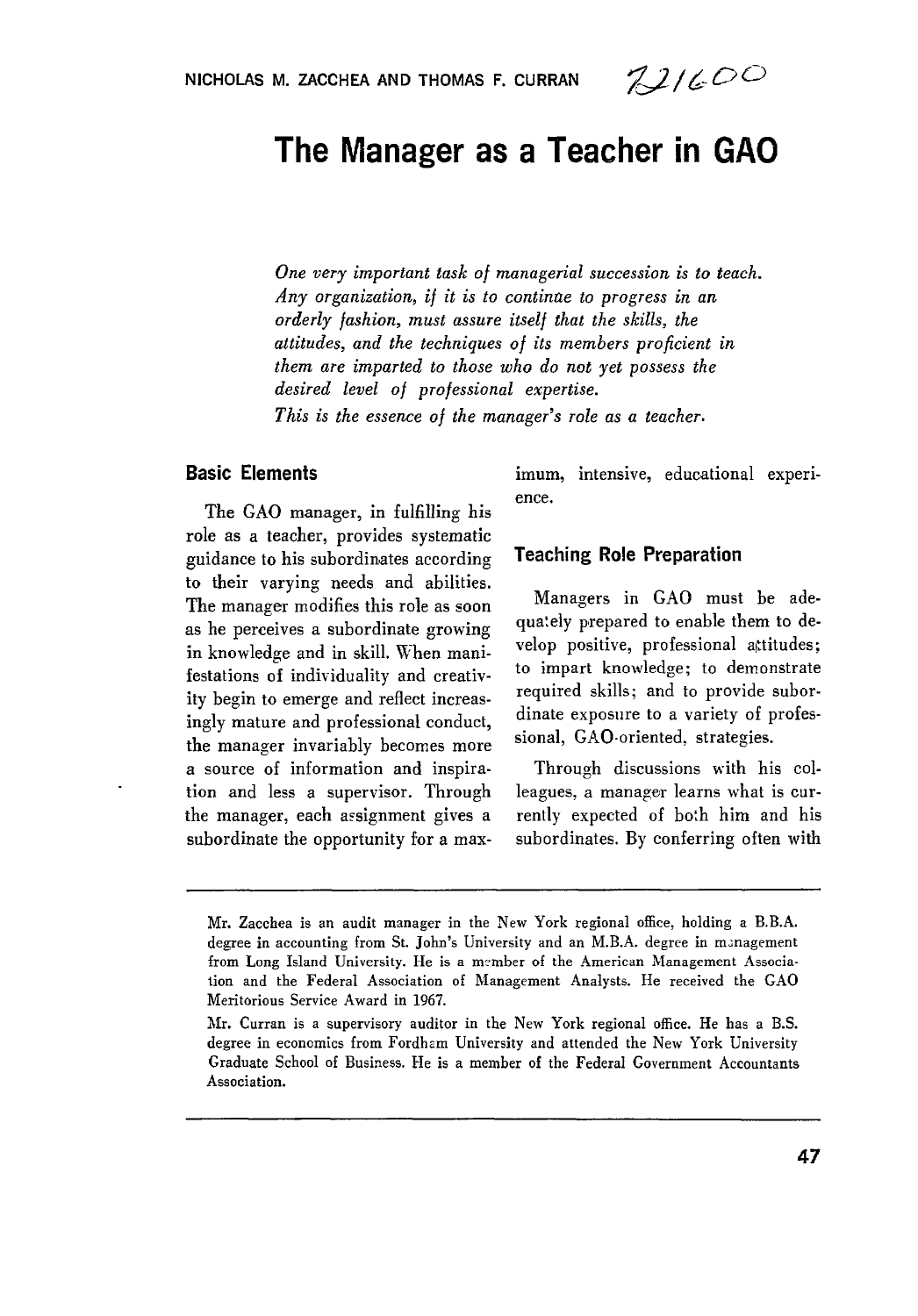NICHOLAS M. ZACCHEA AND THOMAS F. CURRAN

# The Manager as a Teacher in GAO

*One very important task of managerial succession is to teach. Any organization, if it is to continue to progress in an orderly fashion, must assure itself that the skills, the attitudes, and the techniques of its members proficient in them are imparted to those who do not yet possess the desired level of professional expertise.*

*This is the essence of the manager's role as a teacher.*

## Basic Elements

The GAO manager, in fulfilling his role as a teacher, provides systematic guidance to his subordinates according to their varying needs and abilities. The manager modifies this role as soon as he perceives a subordinate growing in knowledge and in skill. When manifestations of individuality and creativity begin to emerge and reflect increasingly mature and professional conduct, the manager invariably becomes more a source of information and inspiration and less a supervisor. Through the manager, each assignment gives a subordinate the opportunity for a maximum, intensive, educational experience.

## Teaching Role Preparation

Managers in GAO must be adequately prepared to enable them to develop positive, professional attitudes; to impart knowledge; to demonstrate required skills; and to provide subordinate exposure to a variety of professional, GAO-oriented, strategies.

Through discussions with his colleagues, a manager learns what is currently expected of both him and his subordinates. By conferring often with

---

Mr. Zacchea is an audit manager in the New York regional office, holding a B.B.A. degree in accounting from St. John's University and an M.B.A. degree in management from Long Island University. He is a member of the American Management Association and the Federal Association of Management Analysts. He received the GAO Meritorious Service Award in 1967.

Mr. Curran is a supervisory auditor in the New York regional office. He has a B.S. degree in economics from Fordham University and attended the New York University Graduate School of Business. He is a member of the Federal Government Accountants Association.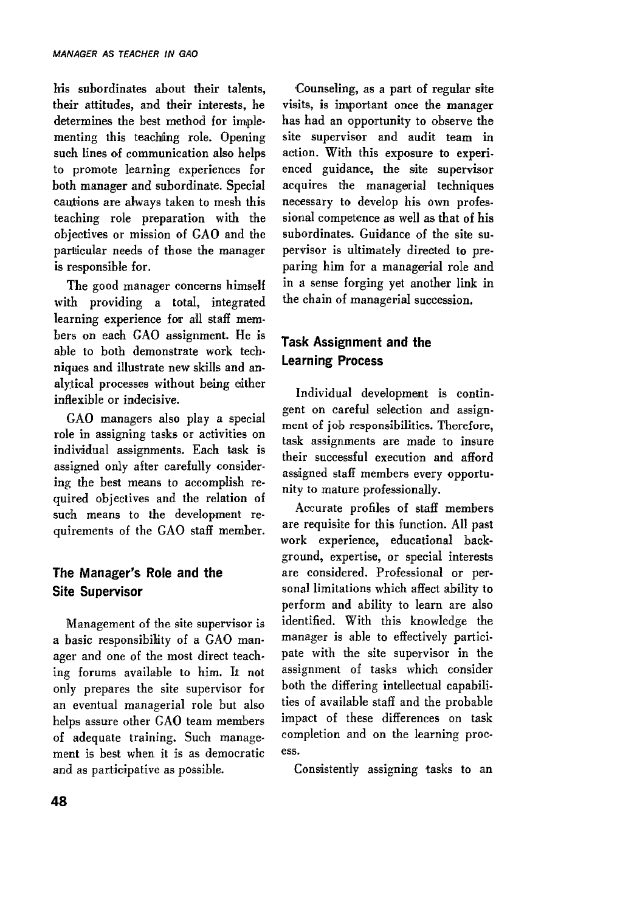his subordinates about their talents, their attitudes, and their interests, he determines the best method for implementing this teaching role. Opening such lines of communication also helps to promote learning experiences for both manager and subordinate. Special cautions are always taken to mesh this teaching role preparation with the objectives or mission of GAO and the particular needs of those the manager is responsible for.

The good manager concerns himself with providing a total, integrated learning experience for all staff members on each GAO assignment. He is able to both demonstrate work techniques and illustrate new skills and analytical processes without being either inflexible or indecisive.

GAO managers also play a special role in assigning tasks or activities on individual assignments. Each task is assigned only after carefully considering the best means to accomplish required objectives and the relation of such means to the development requirements of the GAO staff member.

## The Manager's Role and the Site Supervisor

Management of the site supervisor is a basic responsibility of a GAO manager and one of the most direct teaching forums available to him. It not only prepares the site supervisor for an eventual managerial role but also helps assure other GAO team members of adequate training. Such management is best when it is as democratic and as participative as possible.

Counseling, as a part of regular site visits, is important once the manager has had an opportunity to observe the site supervisor and audit team in action. With this exposure to experienced guidance, the site supervisor acquires the managerial techniques necessary to develop his own professional competence as well as that of his subordinates. Guidance of the site supervisor is ultimately directed to preparing him for a managerial role and in a sense forging yet another link in the chain of managerial succession.

## Task Assignment and the Learning Process

Individual development is contingent on careful selection and assignment of job responsibilities. Therefore, task assignments are made to insure their successful execution and afford assigned staff members every opportunity to mature professionally.

Accurate profiles of staff members are requisite for this function. All past work experience, educational background, expertise, or special interests are considered. Professional or personal limitations which affect ability to perform and ability to learn are also identified. With this knowledge the manager is able to effectively participate with the site supervisor in the assignment of tasks which consider both the differing intellectual capabilities of available staff and the probable impact of these differences on task completion and on the learning process.

Consistently assigning tasks to an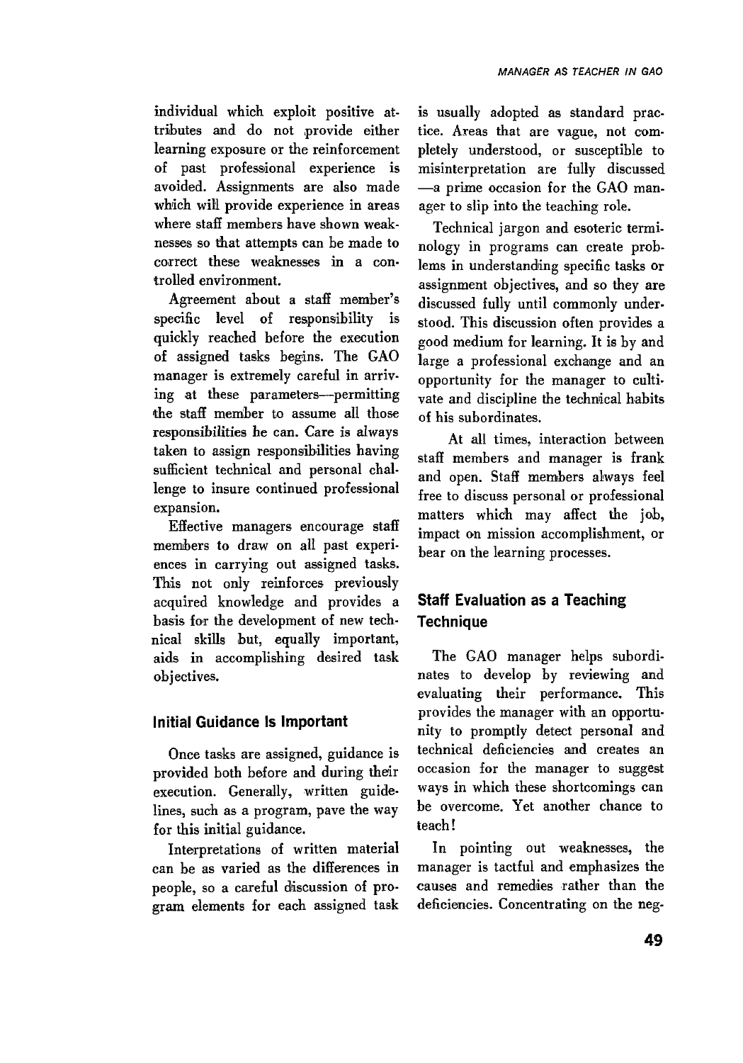individual which exploit positive attributes and do not provide either learning exposure or the reinforcement of past professional experience is avoided. Assignments are also made which will provide experience in areas where staff members have shown weaknesses so that attempts can be made to correct these weaknesses in a controlled environment.

Agreement about a staff member's specific level of responsibility is quickly reached before the execution of assigned tasks begins. The GAO manager is extremely careful in arriving at these parameters—permitting the staff member to assume all those responsibilities he can. Care is always taken to assign responsibilities having sufficient technical and personal challenge to insure continued professional expansion.

Effective managers encourage staff members to draw on all past experiences in carrying out assigned tasks. This not only reinforces previously acquired knowledge and provides a basis for the development of new technical skills but, equally important, aids in accomplishing desired task objectives.

### Initial Guidance Is Important

Once tasks are assigned, guidance is provided both before and during their execution. Generally, written guidelines, such as a program, pave the way for this initial guidance.

Interpretations of written material can be as varied as the differences in people, so a careful discussion of program elements for each assigned task is usually adopted as standard practice. Areas that are vague, not completely understood, or susceptible to misinterpretation are fully discussed—a prime occasion for the GAO manager to slip into the teaching role.

Technical jargon and esoteric terminology in programs can create problems in understanding specific tasks or assignment objectives, and so they are discussed fully until commonly understood. This discussion often provides a good medium for learning. It is by and large a professional exchange and an opportunity for the manager to cultivate and discipline the technical habits of his subordinates.

At all times, interaction between staff members and manager is frank and open. Staff members always feel free to discuss personal or professional matters which may affect the job, impact on mission accomplishment, or bear on the learning processes.

### Staff Evaluation as a Teaching Technique

The GAO manager helps subordinates to develop by reviewing and evaluating their performance. This provides the manager with an opportunity to promptly detect personal and technical deficiencies and creates an occasion for the manager to suggest ways in which these shortcomings can be overcome. Yet another chance to teach!

In pointing out weaknesses, the manager is tactful and emphasizes the causes and remedies rather than the deficiencies. Concentrating on the neg-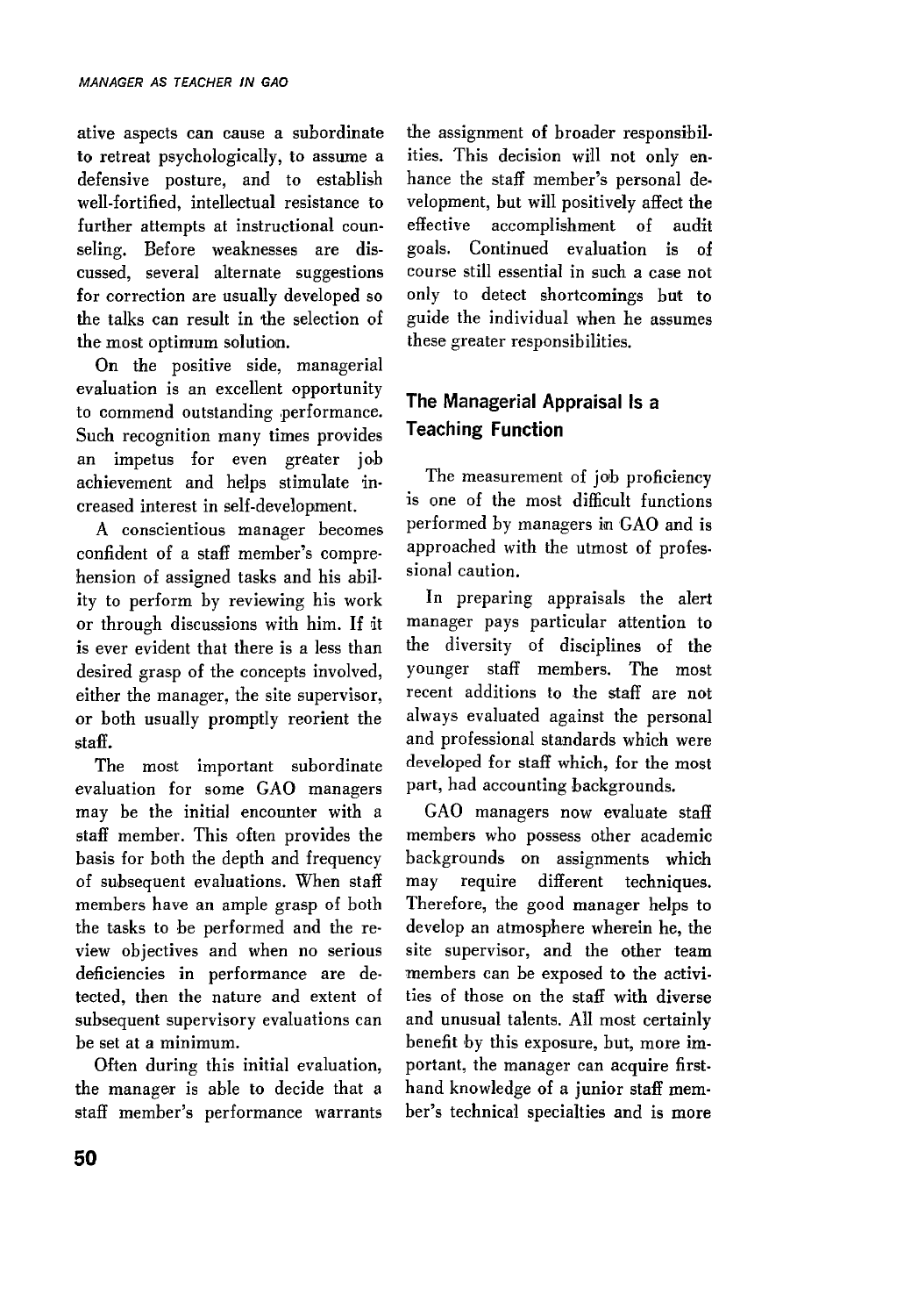ative aspects can cause a subordinate to retreat psychologically, to assume a defensive posture, and to establish well-fortified, intellectual resistance to further attempts at instructional counseling. Before weaknesses are discussed, several alternate suggestions for correction are usually developed so the talks can result in the selection of the most optimum solution.

On the positive side, managerial evaluation is an excellent opportunity to commend outstanding performance. Such recognition many times provides an impetus for even greater job achievement and helps stimulate increased interest in self-development.

A conscientious manager becomes confident of a staff member's comprehension of assigned tasks and his ability to perform by reviewing his work or through discussions with him. If it is ever evident that there is a less than desired grasp of the concepts involved, either the manager, the site supervisor, or both usually promptly reorient the staff.

The most important subordinate evaluation for some GAO managers may be the initial encounter with a staff member. This often provides the basis for both the depth and frequency of subsequent evaluations. When staff members have an ample grasp of both the tasks to be performed and the review objectives and when no serious deficiencies in performance are detected, then the nature and extent of subsequent supervisory evaluations can be set at a minimum.

Often during this initial evaluation, the manager is able to decide that a staff member's performance warrants the assignment of broader responsibilities. This decision will not only enhance the staff member's personal development, but will positively affect the effective accomplishment of audit goals. Continued evaluation is of course still essential in such a case not only to detect shortcomings but to guide the individual when he assumes these greater responsibilities.

## The Managerial Appraisal Is a Teaching Function

The measurement of job proficiency is one of the most difficult functions performed by managers in GAO and is approached with the utmost of professional caution.

In preparing appraisals the alert manager pays particular attention to the diversity of disciplines of the younger staff members. The most recent additions to the staff are not always evaluated against the personal and professional standards which were developed for staff which, for the most part, had accounting backgrounds.

GAO managers now evaluate staff members who possess other academic backgrounds on assignments which may require different techniques. Therefore, the good manager helps to develop an atmosphere wherein he, the site supervisor, and the other team members can be exposed to the activities of those on the staff with diverse and unusual talents. All most certainly benefit by this exposure, but, more important, the manager can acquire first-hand knowledge of a junior staff member's technical specialties and is more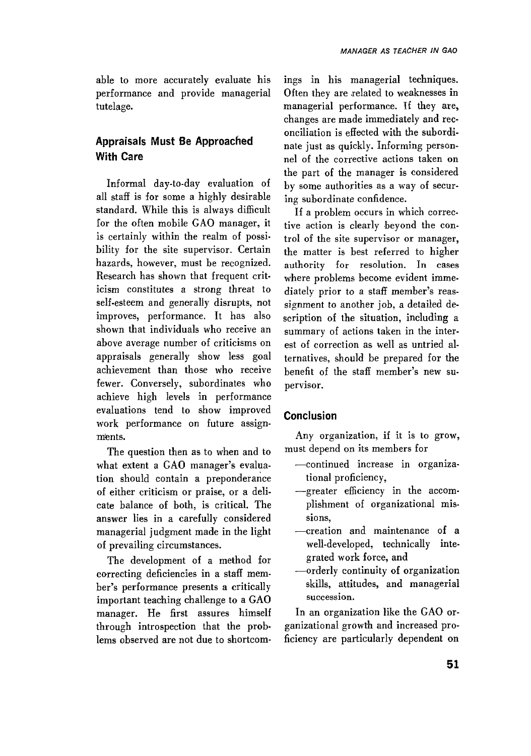able to more accurately evaluate his performance and provide managerial tutelage.

## Appraisals Must Be Approached With Care

Informal day-to-day evaluation of all staff is for some a highly desirable standard. While this is always difficult for the often mobile GAO manager, it is certainly within the realm of possibility for the site supervisor. Certain hazards, however, must be recognized. Research has shown that frequent criticism constitutes a strong threat to self-esteem and generally disrupts, not improves, performance. It has also shown that individuals who receive an above average number of criticisms on appraisals generally show less goal achievement than those who receive fewer. Conversely, subordinates who achieve high levels in performance evaluations tend to show improved work performance on future assignments.

The question then as to when and to what extent a GAO manager's evaluation should contain a preponderance of either criticism or praise, or a delicate balance of both, is critical. The answer lies in a carefully considered managerial judgment made in the light of prevailing circumstances.

The development of a method for correcting deficiencies in a staff member's performance presents a critically important teaching challenge to a GAO manager. He first assures himself through introspection that the problems observed are not due to shortcomings in his managerial techniques. Often they are related to weaknesses in managerial performance. If they are, changes are made immediately and reconciliation is effected with the subordinate just as quickly. Informing personnel of the corrective actions taken on the part of the manager is considered by some authorities as a way of securing subordinate confidence.

If a problem occurs in which corrective action is clearly beyond the control of the site supervisor or manager, the matter is best referred to higher authority for resolution. In cases where problems become evident immediately prior to a staff member's reassignment to another job, a detailed description of the situation, including a summary of actions taken in the interest of correction as well as untried alternatives, should be prepared for the benefit of the staff member's new supervisor.

## Conclusion

Any organization, if it is to grow, must depend on its members for

- —continued increase in organizational proficiency,
- —greater efficiency in the accomplishment of organizational missions,
- —creation and maintenance of a well-developed, technically integrated work force, and
- —orderly continuity of organization skills, attitudes, and managerial succession.

In an organization like the GAO organizational growth and increased proficiency are particularly dependent on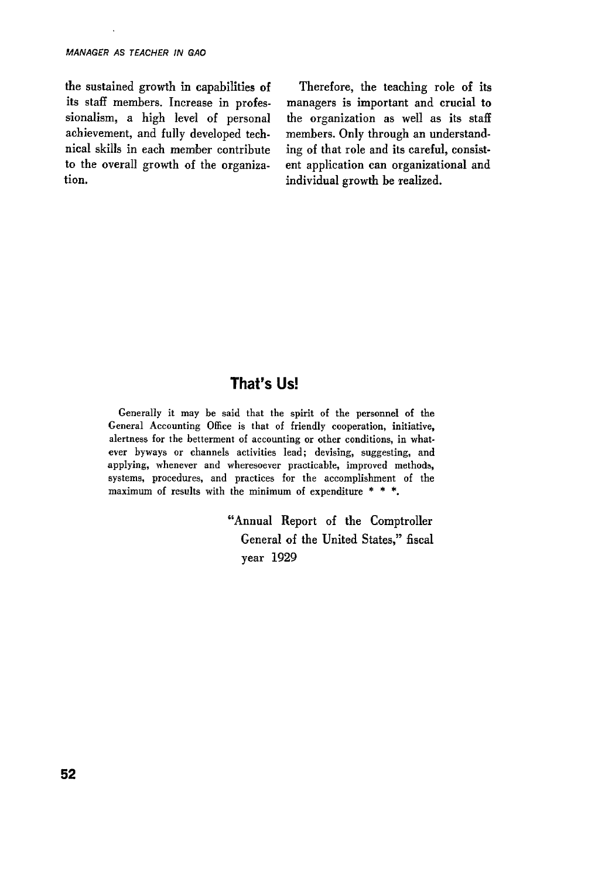the sustained growth in capabilities of its staff members. Increase in professionalism, a high level of personal achievement, and fully developed technical skills in each member contribute to the overall growth of the organization.

Therefore, the teaching role of its managers is important and crucial to the organization as well as its staff members. Only through an understanding of that role and its careful, consistent application can organizational and individual growth be realized.

## That's Us!

Generally it may be said that the spirit of the personnel of the General Accounting Office is that of friendly cooperation, initiative, alertness for the betterment of accounting or other conditions, in whatever byways or channels activities lead; devising, suggesting, and applying, whenever and wheresoever practicable, improved methods, systems, procedures, and practices for the accomplishment of the maximum of results with the minimum of expenditure * * *.

"Annual Report of the Comptroller General of the United States," fiscal year 1929